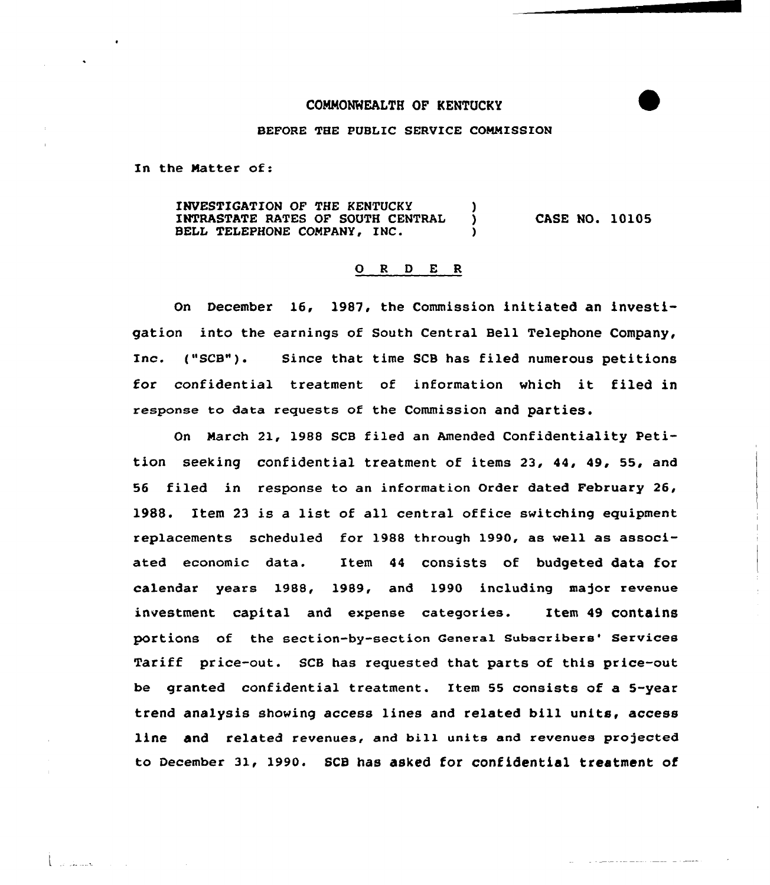COMMONWEALTH OF KENTUCKY

BEFORE THE PUBLIC SERVICE COMMISSION

In the Matter of:

| | | |
|---|---|---|
| INVESTIGATION OF THE KENTUCKY INTRASTATE RATES OF SOUTH CENTRAL BELL TELEPHONE COMPANY, INC. | ) ) ) | CASE NO. 10105 |

## O R D E R

On December 16, 1987, the Commission initiated an investigation into the earnings of South Central Bell Telephone Company, Inc. ("SCB"). Since that time SCB has filed numerous petitions for confidential treatment of information which it filed in response to data requests of the Commission and parties.

On March 21, 1988 SCB filed an Amended Confidentiality Petition seeking confidential treatment of items 23, 44, 49, 55, and 56 filed in response to an information Order dated February 26, 1988. Item 23 is a list of all central office switching equipment replacements scheduled for 1988 through 1990, as well as associated economic data. Item 44 consists of budgeted data for calendar years 1988, 1989, and 1990 including major revenue investment capital and expense categories. Item 49 contains portions of the section-by-section General Subscribers' Services Tariff price-out. SCB has requested that parts of this price-out be granted confidential treatment. Item 55 consists of a 5-year trend analysis showing access lines and related bill units, access line and related revenues, and bill units and revenues projected to December 31, 1990. SCB has asked for confidential treatment of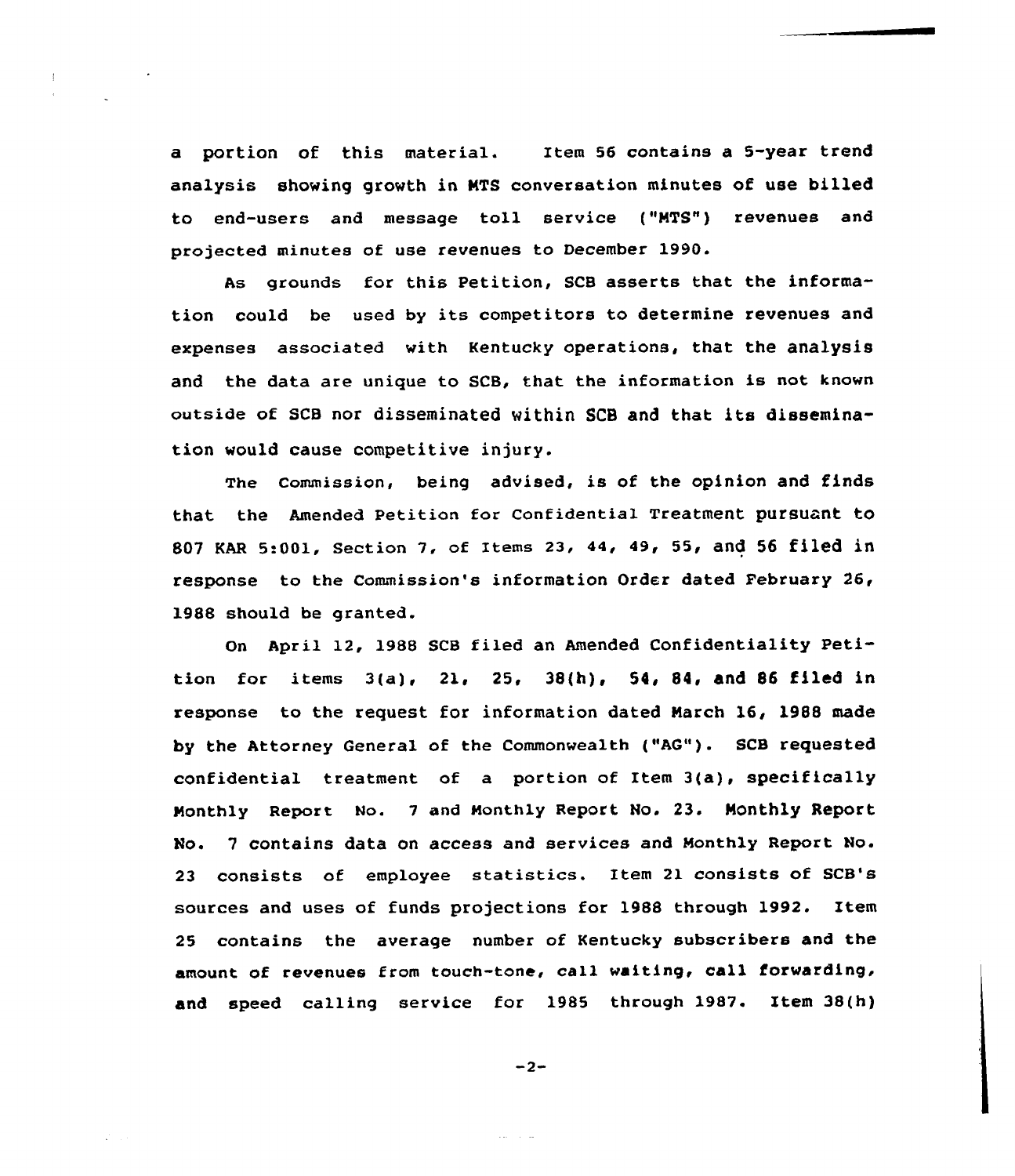a portion of this material. Item 56 contains a 5-year trend analysis showing growth in MTS conversation minutes of use billed to end-users and message toll service ("MTS") revenues and projected minutes of use revenues to December 1990.

As grounds for this Petition, SCB asserts that the information could be used by its competitors to determine revenues and expenses associated with Kentucky operations, that the analysis and the data are unique to SCB, that the information is not known outside of SCB nor disseminated within SCB and that its dissemination would cause competitive injury.

The Commission, being advised, is of the opinion and finds that the Amended Petition for Confidential Treatment pursuant to 807 KAR 5:001, Section 7, of Items 23, 44, 49, 55, and 56 filed in response to the Commission's information Order dated February 26, 1988 should be granted.

On April 12, 1988 SCB filed an Amended Confidentiality Petition for items 3(a), 21, 25, 38(h), 54, 84, and 86 filed in response to the request for information dated March 16, 1988 made by the Attorney General of the Commonwealth ("AG"). SCB requested confidential treatment of a portion of Item 3(a), specifically Monthly Report No. 7 and Monthly Report No. 23. Monthly Report No. 7 contains data on access and services and Monthly Report No. 23 consists of employee statistics. Item 21 consists of SCB's sources and uses of funds projections for 1988 through 1992. Item 25 contains the average number of Kentucky subscribers and the amount of revenues from touch-tone, call waiting, call forwarding, and speed calling service for 1985 through 1987. Item 38(h)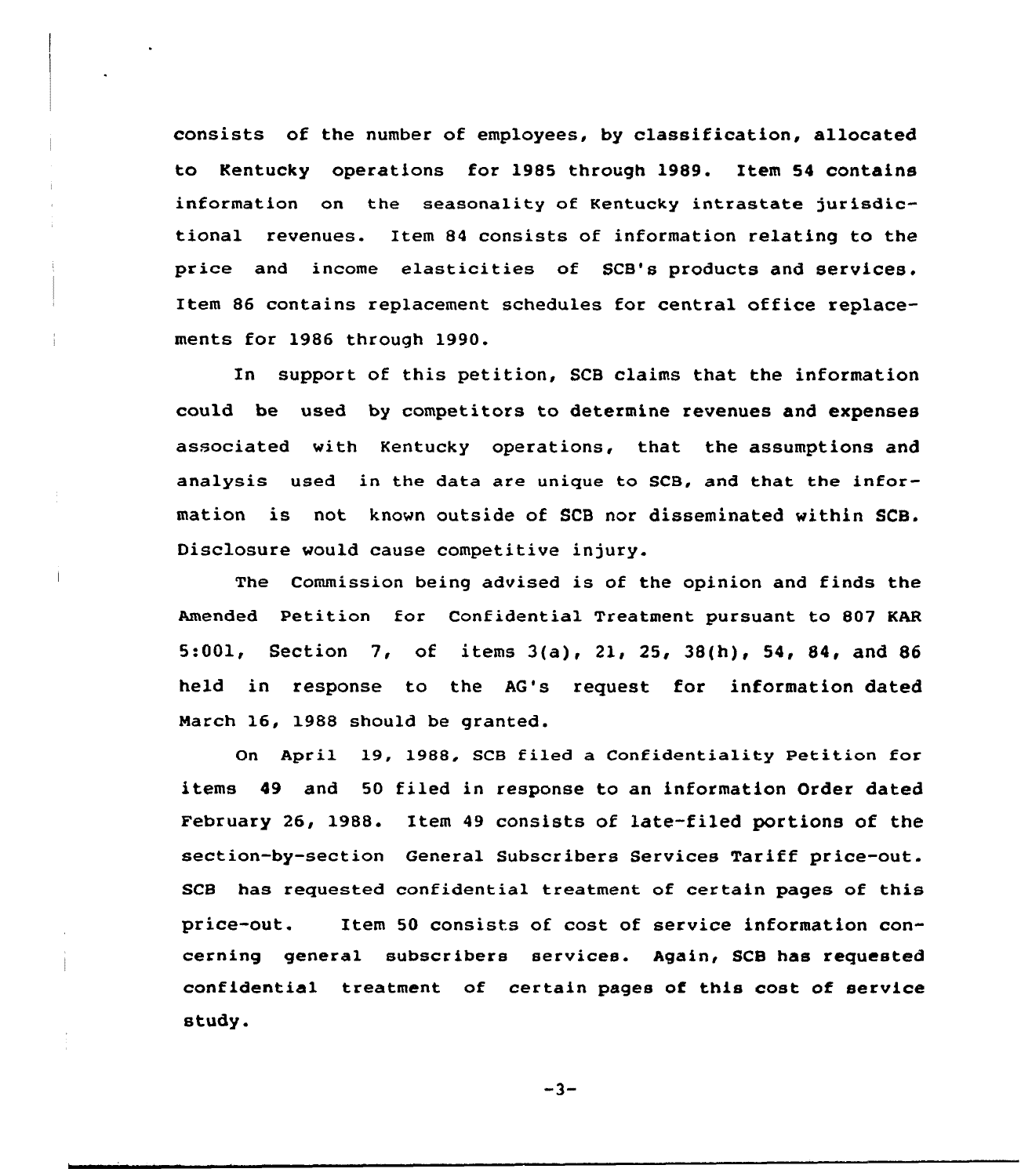consists of the number of employees, by classification, allocated to Kentucky operations for 1985 through 1989. Item 54 contains information on the seasonality of Kentucky intrastate jurisdictional revenues. Item 84 consists of information relating to the price and income elasticities of SCB's products and services. Item 86 contains replacement schedules for central office replacements for 1986 through 1990.

In support of this petition, SCB claims that the information could be used by competitors to determine revenues and expenses associated with Kentucky operations, that the assumptions and analysis used in the data are unique to SCB, and that the information is not known outside of SCB nor disseminated within SCB. Disclosure would cause competitive injury.

The Commission being advised is of the opinion and finds the Amended Petition for Confidential Treatment pursuant to 807 KAR 5:001, Section 7, of items 3(a), 21, 25, 38(h), 54, 84, and 86 held in response to the AG's request for information dated March 16, 1988 should be granted.

On April 19, 1988, SCB filed a Confidentiality Petition for items 49 and 50 filed in response to an information Order dated February 26, 1988. Item 49 consists of late-filed portions of the section-by-section General Subscribers Services Tariff price-out. SCB has requested confidential treatment of certain pages of this price-out. Item 50 consists of cost of service information concerning general subscribers services. Again, SCB has requested confidential treatment of certain pages of this cost of service study.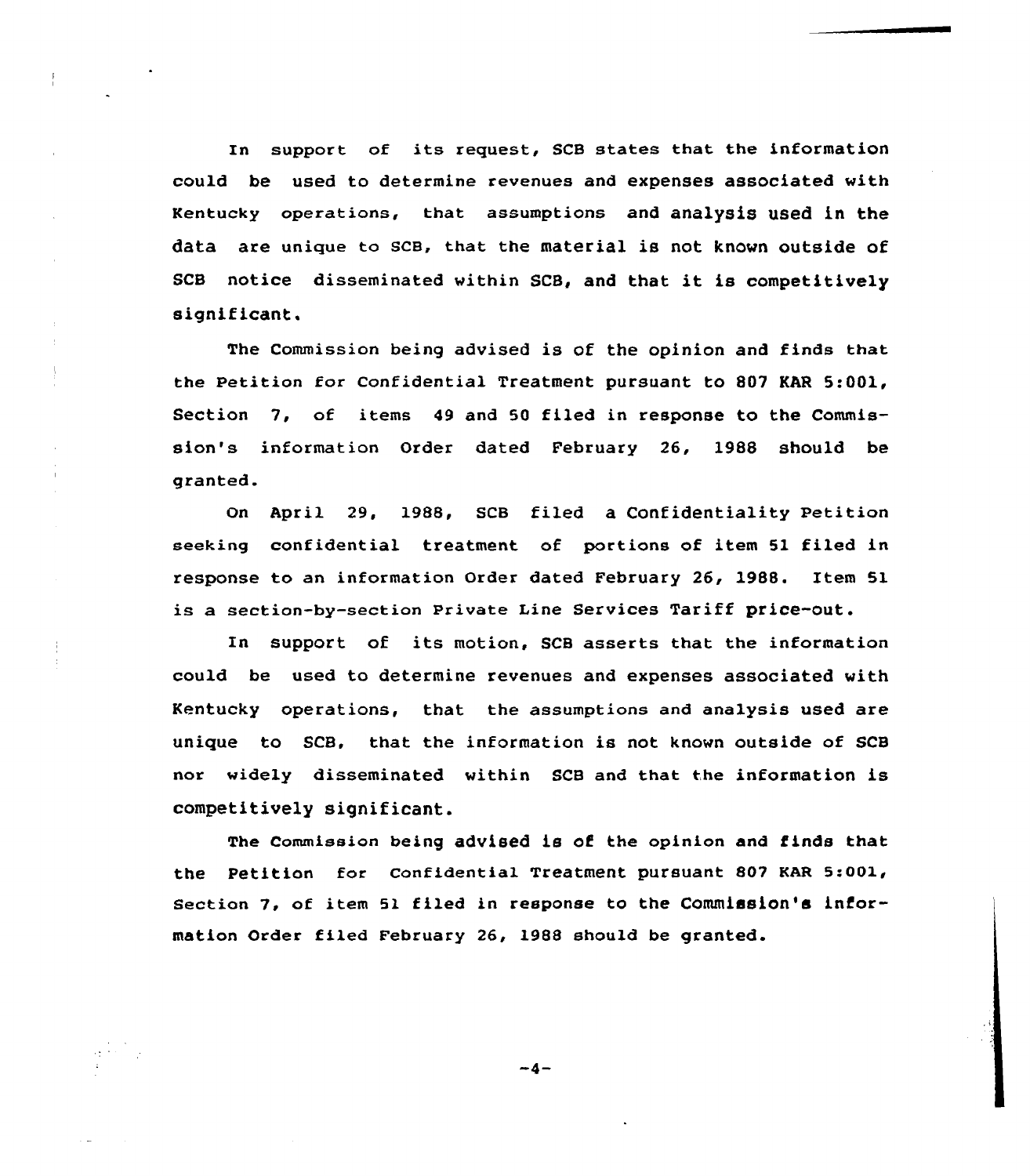In support of its request, SCB states that the information could be used to determine revenues and expenses associated with Kentucky operations, that assumptions and analysis used in the data are unique to SCB, that the material is not known outside of SCB notice disseminated within SCB, and that it is competitively significant.

The Commission being advised is of the opinion and finds that the Petition for Confidential Treatment pursuant to 807 KAR 5:001, Section 7, of items 49 and 50 filed in response to the Commission's information Order dated February 26, 1988 should be granted.

On April 29, 1988, SCB filed a Confidentiality Petition seeking confidential treatment of portions of item 51 filed in response to an information Order dated February 26, 1988. Item 51 is a section-by-section Private Line Services Tariff price-out.

In support of its motion, SCB asserts that the information could be used to determine revenues and expenses associated with Kentucky operations, that the assumptions and analysis used are unique to SCB, that the information is not known outside of SCB nor widely disseminated within SCB and that the information is competitively significant.

The Commission being advised is of the opinion and finds that the Petition for Confidential Treatment pursuant 807 KAR 5:001, Section 7, of item 51 filed in response to the Commission's information Order filed February 26, 1988 should be granted.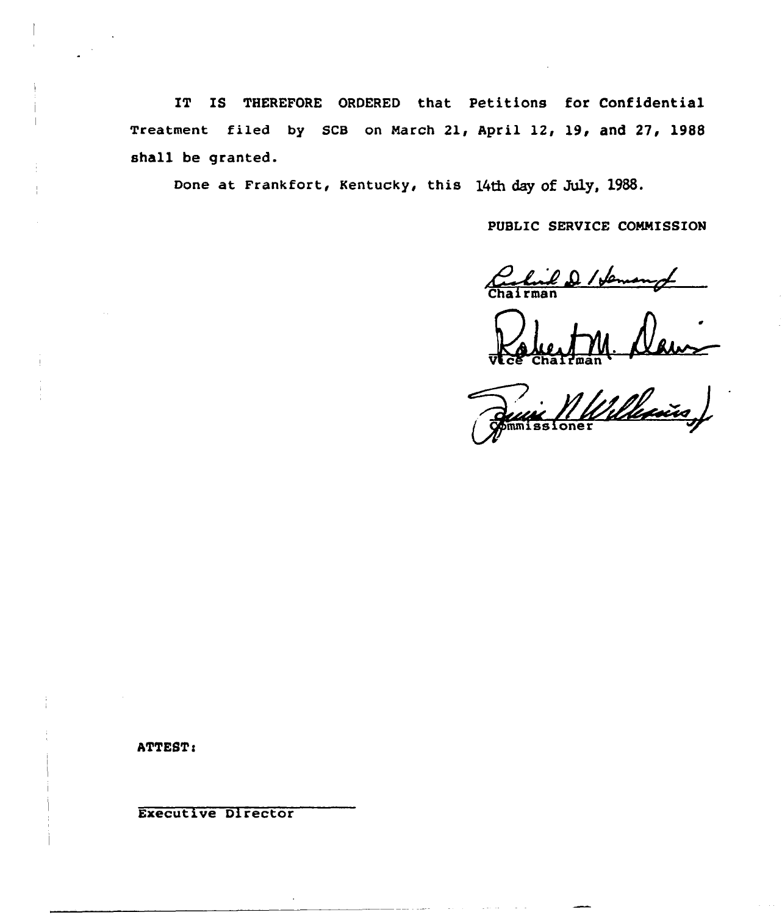IT IS THEREFORE ORDERED that Petitions for Confidential Treatment filed by SCB on March 21, April 12, 19, and 27, 1988 shall be granted.

Done at Frankfort, Kentucky, this 14th day of July, 1988.

PUBLIC SERVICE COMMISSION

Chairman

Vice Chairman

Commissioner

ATTEST:

Executive Director